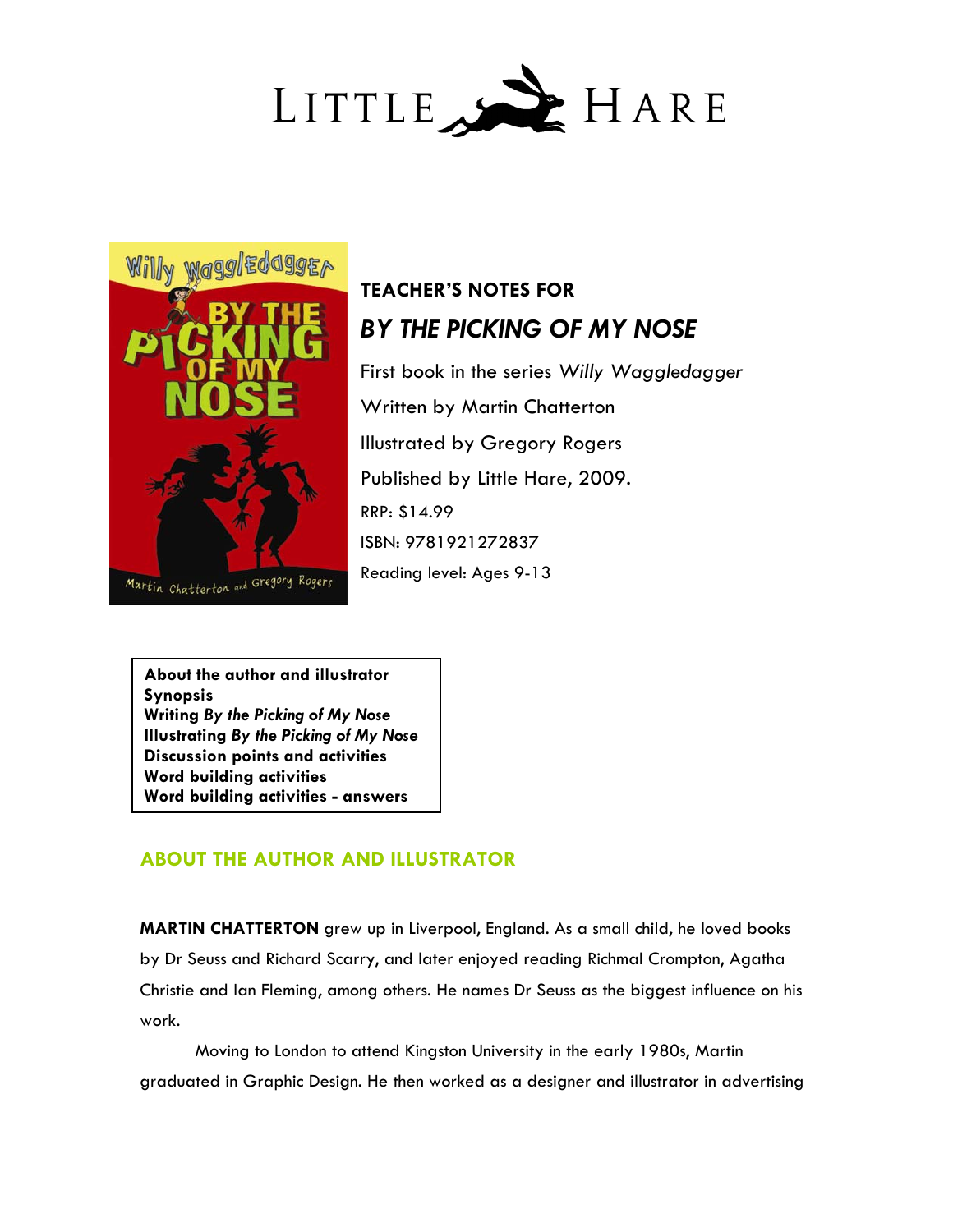LITTLE HARE

**TEACHER'S NOTES FOR**

# *BY THE PICKING OF MY NOSE*

First book in the series *Willy Waggledagger*

Written by Martin Chatterton

Illustrated by Gregory Rogers

Published by Little Hare, 2009.

RRP: $14.99

ISBN: 9781921272837

Reading level: Ages 9-13

**About the author and illustrator**
**Synopsis**
**Writing *By the Picking of My Nose***
**Illustrating *By the Picking of My Nose***
**Discussion points and activities**
**Word building activities**
**Word building activities - answers**

## ABOUT THE AUTHOR AND ILLUSTRATOR

**MARTIN CHATTERTON** grew up in Liverpool, England. As a small child, he loved books by Dr Seuss and Richard Scarry, and later enjoyed reading Richmal Crompton, Agatha Christie and Ian Fleming, among others. He names Dr Seuss as the biggest influence on his work.

Moving to London to attend Kingston University in the early 1980s, Martin graduated in Graphic Design. He then worked as a designer and illustrator in advertising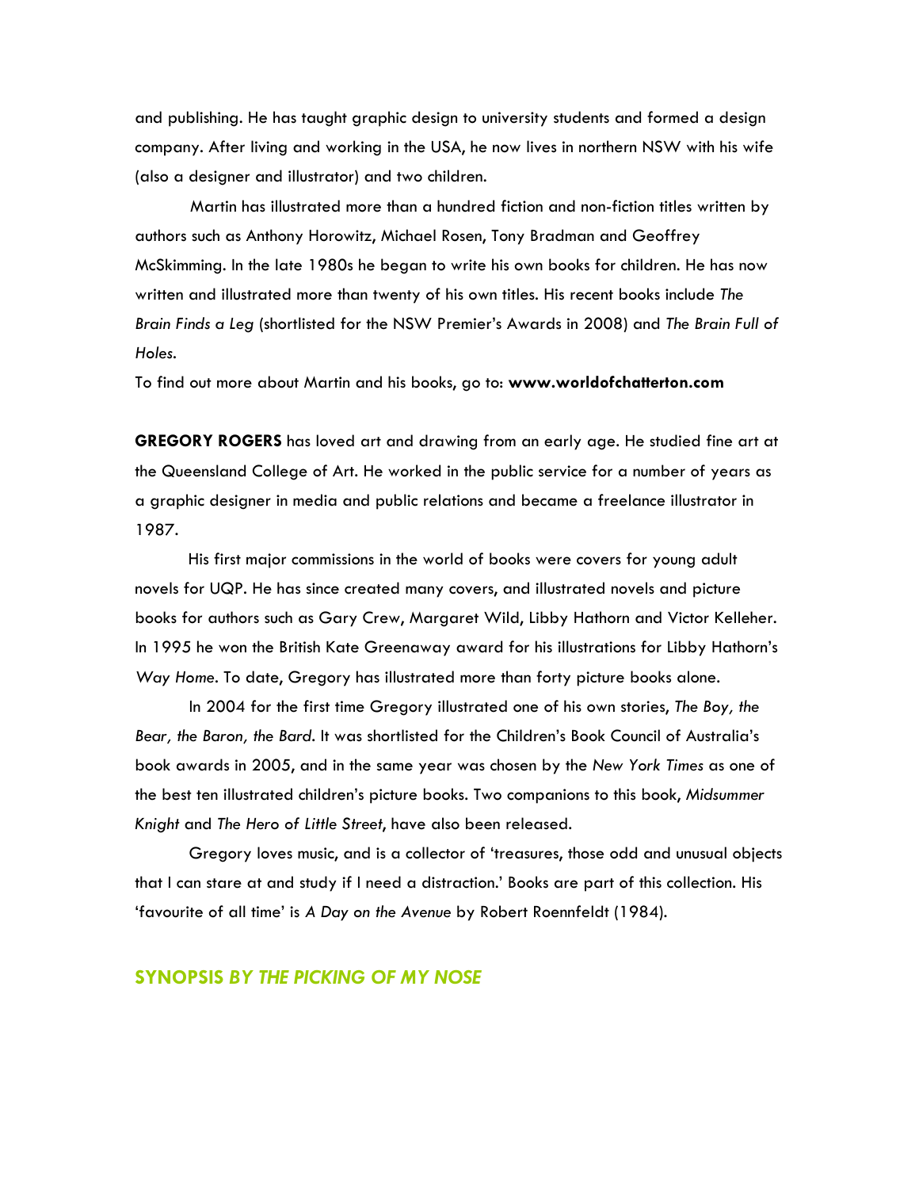and publishing. He has taught graphic design to university students and formed a design company. After living and working in the USA, he now lives in northern NSW with his wife (also a designer and illustrator) and two children.

Martin has illustrated more than a hundred fiction and non-fiction titles written by authors such as Anthony Horowitz, Michael Rosen, Tony Bradman and Geoffrey McSkimming. In the late 1980s he began to write his own books for children. He has now written and illustrated more than twenty of his own titles. His recent books include *The Brain Finds a Leg* (shortlisted for the NSW Premier's Awards in 2008) and *The Brain Full of Holes.*

To find out more about Martin and his books, go to: **www.worldofchatterton.com**

**GREGORY ROGERS** has loved art and drawing from an early age. He studied fine art at the Queensland College of Art. He worked in the public service for a number of years as a graphic designer in media and public relations and became a freelance illustrator in 1987.

His first major commissions in the world of books were covers for young adult novels for UQP. He has since created many covers, and illustrated novels and picture books for authors such as Gary Crew, Margaret Wild, Libby Hathorn and Victor Kelleher. In 1995 he won the British Kate Greenaway award for his illustrations for Libby Hathorn's *Way Home*. To date, Gregory has illustrated more than forty picture books alone.

In 2004 for the first time Gregory illustrated one of his own stories, *The Boy, the Bear, the Baron, the Bard*. It was shortlisted for the Children's Book Council of Australia's book awards in 2005, and in the same year was chosen by the *New York Times* as one of the best ten illustrated children's picture books. Two companions to this book, *Midsummer Knight* and *The Hero of Little Street*, have also been released.

Gregory loves music, and is a collector of 'treasures, those odd and unusual objects that I can stare at and study if I need a distraction.' Books are part of this collection. His 'favourite of all time' is *A Day on the Avenue* by Robert Roennfeldt (1984).

## SYNOPSIS *BY THE PICKING OF MY NOSE*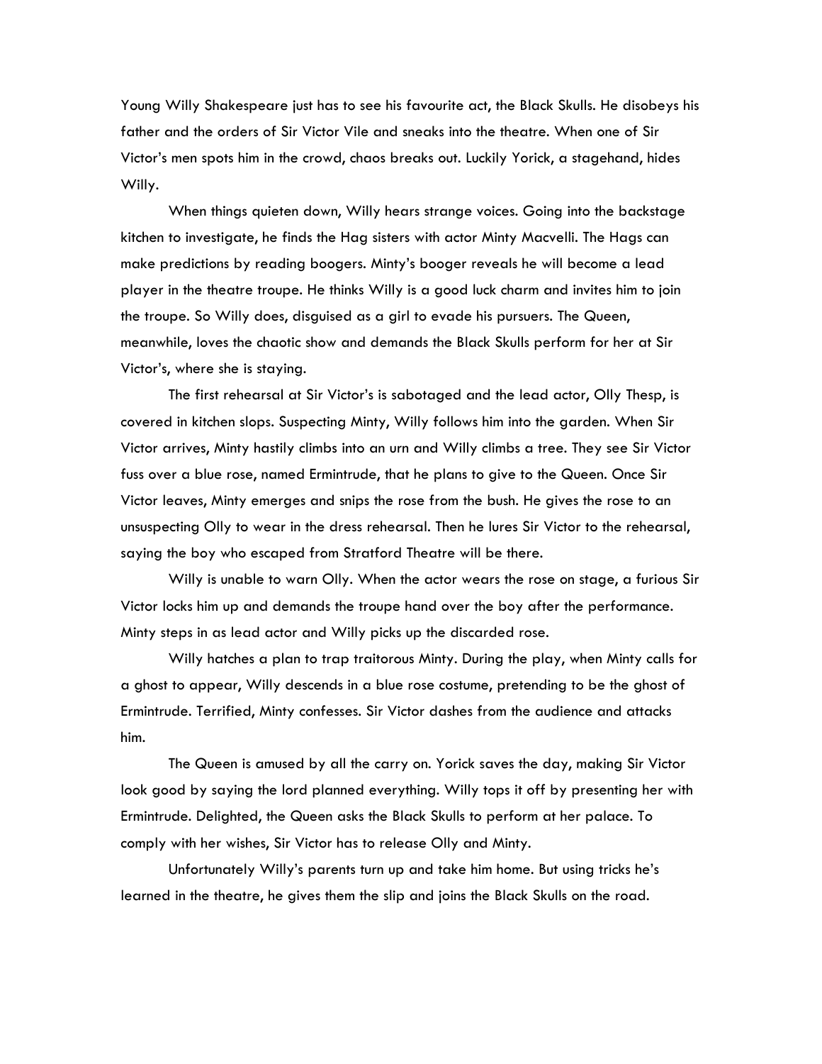Young Willy Shakespeare just has to see his favourite act, the Black Skulls. He disobeys his father and the orders of Sir Victor Vile and sneaks into the theatre. When one of Sir Victor's men spots him in the crowd, chaos breaks out. Luckily Yorick, a stagehand, hides Willy.

When things quieten down, Willy hears strange voices. Going into the backstage kitchen to investigate, he finds the Hag sisters with actor Minty Macvelli. The Hags can make predictions by reading boogers. Minty's booger reveals he will become a lead player in the theatre troupe. He thinks Willy is a good luck charm and invites him to join the troupe. So Willy does, disguised as a girl to evade his pursuers. The Queen, meanwhile, loves the chaotic show and demands the Black Skulls perform for her at Sir Victor's, where she is staying.

The first rehearsal at Sir Victor's is sabotaged and the lead actor, Olly Thesp, is covered in kitchen slops. Suspecting Minty, Willy follows him into the garden. When Sir Victor arrives, Minty hastily climbs into an urn and Willy climbs a tree. They see Sir Victor fuss over a blue rose, named Ermintrude, that he plans to give to the Queen. Once Sir Victor leaves, Minty emerges and snips the rose from the bush. He gives the rose to an unsuspecting Olly to wear in the dress rehearsal. Then he lures Sir Victor to the rehearsal, saying the boy who escaped from Stratford Theatre will be there.

Willy is unable to warn Olly. When the actor wears the rose on stage, a furious Sir Victor locks him up and demands the troupe hand over the boy after the performance. Minty steps in as lead actor and Willy picks up the discarded rose.

Willy hatches a plan to trap traitorous Minty. During the play, when Minty calls for a ghost to appear, Willy descends in a blue rose costume, pretending to be the ghost of Ermintrude. Terrified, Minty confesses. Sir Victor dashes from the audience and attacks him.

The Queen is amused by all the carry on. Yorick saves the day, making Sir Victor look good by saying the lord planned everything. Willy tops it off by presenting her with Ermintrude. Delighted, the Queen asks the Black Skulls to perform at her palace. To comply with her wishes, Sir Victor has to release Olly and Minty.

Unfortunately Willy's parents turn up and take him home. But using tricks he's learned in the theatre, he gives them the slip and joins the Black Skulls on the road.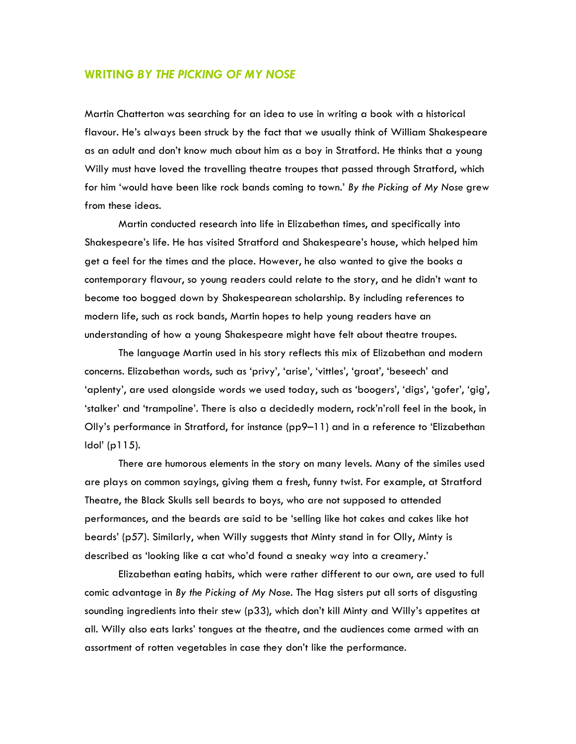## WRITING *BY THE PICKING OF MY NOSE*

Martin Chatterton was searching for an idea to use in writing a book with a historical flavour. He's always been struck by the fact that we usually think of William Shakespeare as an adult and don't know much about him as a boy in Stratford. He thinks that a young Willy must have loved the travelling theatre troupes that passed through Stratford, which for him 'would have been like rock bands coming to town.' *By the Picking of My Nose* grew from these ideas.

Martin conducted research into life in Elizabethan times, and specifically into Shakespeare's life. He has visited Stratford and Shakespeare's house, which helped him get a feel for the times and the place. However, he also wanted to give the books a contemporary flavour, so young readers could relate to the story, and he didn't want to become too bogged down by Shakespearean scholarship. By including references to modern life, such as rock bands, Martin hopes to help young readers have an understanding of how a young Shakespeare might have felt about theatre troupes.

The language Martin used in his story reflects this mix of Elizabethan and modern concerns. Elizabethan words, such as 'privy', 'arise', 'vittles', 'groat', 'beseech' and 'aplenty', are used alongside words we used today, such as 'boogers', 'digs', 'gofer', 'gig', 'stalker' and 'trampoline'. There is also a decidedly modern, rock'n'roll feel in the book, in Olly's performance in Stratford, for instance (pp9–11) and in a reference to 'Elizabethan Idol' (p115).

There are humorous elements in the story on many levels. Many of the similes used are plays on common sayings, giving them a fresh, funny twist. For example, at Stratford Theatre, the Black Skulls sell beards to boys, who are not supposed to attended performances, and the beards are said to be 'selling like hot cakes and cakes like hot beards' (p57). Similarly, when Willy suggests that Minty stand in for Olly, Minty is described as 'looking like a cat who'd found a sneaky way into a creamery.'

Elizabethan eating habits, which were rather different to our own, are used to full comic advantage in *By the Picking of My Nose*. The Hag sisters put all sorts of disgusting sounding ingredients into their stew (p33), which don't kill Minty and Willy's appetites at all. Willy also eats larks' tongues at the theatre, and the audiences come armed with an assortment of rotten vegetables in case they don't like the performance.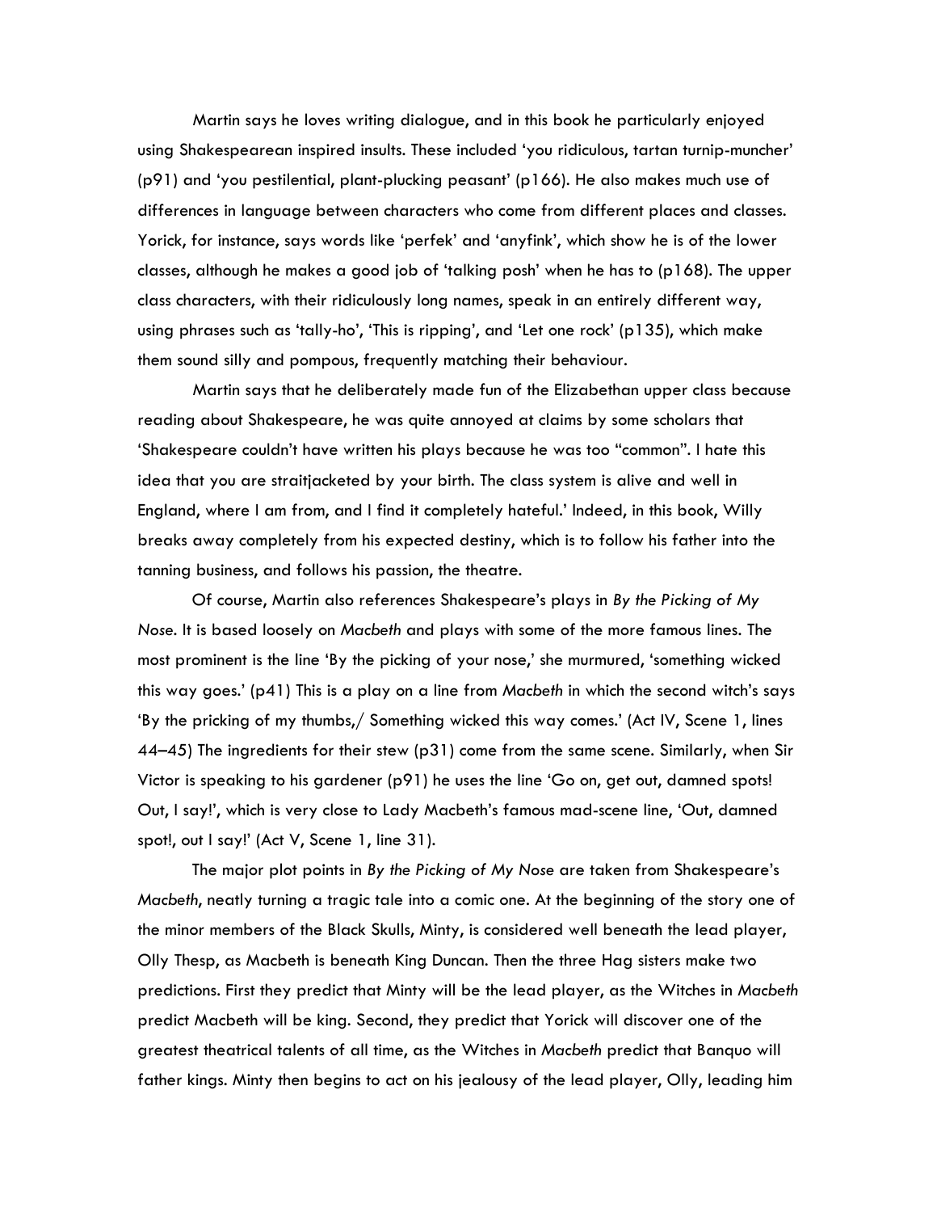Martin says he loves writing dialogue, and in this book he particularly enjoyed using Shakespearean inspired insults. These included 'you ridiculous, tartan turnip-muncher' (p91) and 'you pestilential, plant-plucking peasant' (p166). He also makes much use of differences in language between characters who come from different places and classes. Yorick, for instance, says words like 'perfek' and 'anyfink', which show he is of the lower classes, although he makes a good job of 'talking posh' when he has to (p168). The upper class characters, with their ridiculously long names, speak in an entirely different way, using phrases such as 'tally-ho', 'This is ripping', and 'Let one rock' (p135), which make them sound silly and pompous, frequently matching their behaviour.

Martin says that he deliberately made fun of the Elizabethan upper class because reading about Shakespeare, he was quite annoyed at claims by some scholars that 'Shakespeare couldn't have written his plays because he was too "common". I hate this idea that you are straitjacketed by your birth. The class system is alive and well in England, where I am from, and I find it completely hateful.' Indeed, in this book, Willy breaks away completely from his expected destiny, which is to follow his father into the tanning business, and follows his passion, the theatre.

Of course, Martin also references Shakespeare's plays in *By the Picking of My Nose*. It is based loosely on *Macbeth* and plays with some of the more famous lines. The most prominent is the line 'By the picking of your nose,' she murmured, 'something wicked this way goes.' (p41) This is a play on a line from *Macbeth* in which the second witch's says 'By the pricking of my thumbs,/ Something wicked this way comes.' (Act IV, Scene 1, lines 44–45) The ingredients for their stew (p31) come from the same scene. Similarly, when Sir Victor is speaking to his gardener (p91) he uses the line 'Go on, get out, damned spots! Out, I say!', which is very close to Lady Macbeth's famous mad-scene line, 'Out, damned spot!, out I say!' (Act V, Scene 1, line 31).

The major plot points in *By the Picking of My Nose* are taken from Shakespeare's *Macbeth*, neatly turning a tragic tale into a comic one. At the beginning of the story one of the minor members of the Black Skulls, Minty, is considered well beneath the lead player, Olly Thesp, as Macbeth is beneath King Duncan. Then the three Hag sisters make two predictions. First they predict that Minty will be the lead player, as the Witches in *Macbeth* predict Macbeth will be king. Second, they predict that Yorick will discover one of the greatest theatrical talents of all time, as the Witches in *Macbeth* predict that Banquo will father kings. Minty then begins to act on his jealousy of the lead player, Olly, leading him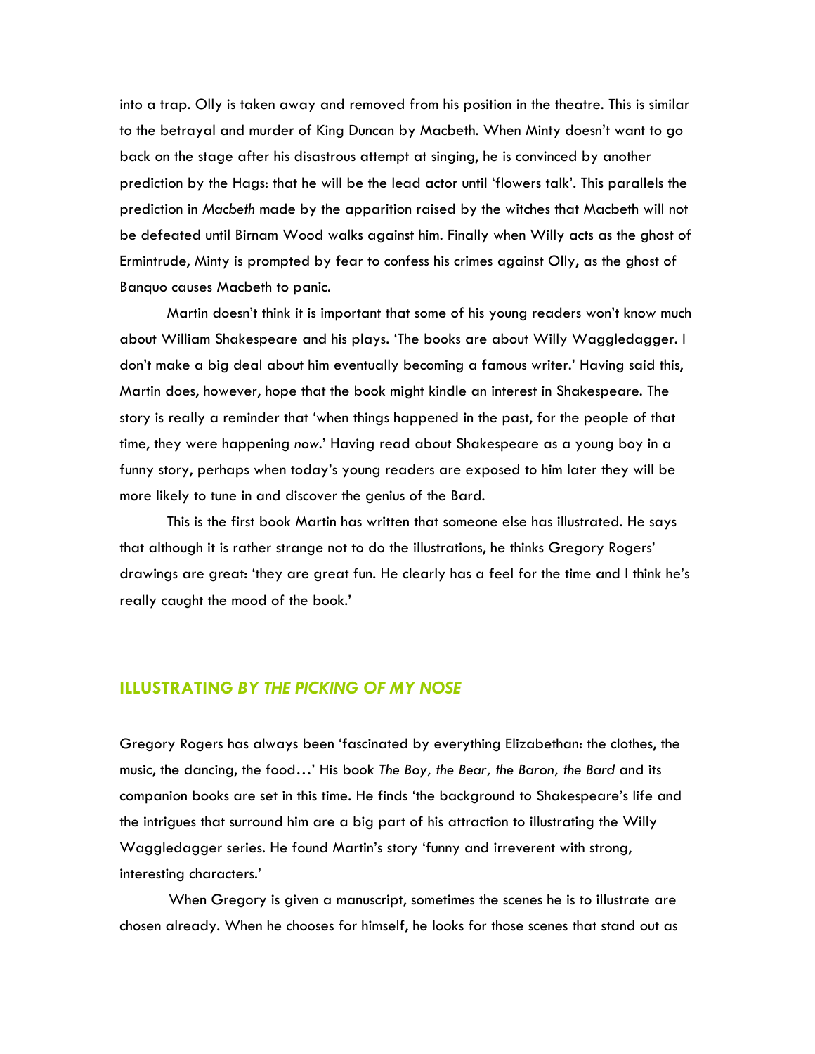into a trap. Olly is taken away and removed from his position in the theatre. This is similar to the betrayal and murder of King Duncan by Macbeth. When Minty doesn't want to go back on the stage after his disastrous attempt at singing, he is convinced by another prediction by the Hags: that he will be the lead actor until 'flowers talk'. This parallels the prediction in *Macbeth* made by the apparition raised by the witches that Macbeth will not be defeated until Birnam Wood walks against him. Finally when Willy acts as the ghost of Ermintrude, Minty is prompted by fear to confess his crimes against Olly, as the ghost of Banquo causes Macbeth to panic.

Martin doesn't think it is important that some of his young readers won't know much about William Shakespeare and his plays. 'The books are about Willy Waggledagger. I don't make a big deal about him eventually becoming a famous writer.' Having said this, Martin does, however, hope that the book might kindle an interest in Shakespeare. The story is really a reminder that 'when things happened in the past, for the people of that time, they were happening *now*.' Having read about Shakespeare as a young boy in a funny story, perhaps when today's young readers are exposed to him later they will be more likely to tune in and discover the genius of the Bard.

This is the first book Martin has written that someone else has illustrated. He says that although it is rather strange not to do the illustrations, he thinks Gregory Rogers' drawings are great: 'they are great fun. He clearly has a feel for the time and I think he's really caught the mood of the book.'

## ILLUSTRATING *BY THE PICKING OF MY NOSE*

Gregory Rogers has always been 'fascinated by everything Elizabethan: the clothes, the music, the dancing, the food…' His book *The Boy, the Bear, the Baron, the Bard* and its companion books are set in this time. He finds 'the background to Shakespeare's life and the intrigues that surround him are a big part of his attraction to illustrating the Willy Waggledagger series. He found Martin's story 'funny and irreverent with strong, interesting characters.'

When Gregory is given a manuscript, sometimes the scenes he is to illustrate are chosen already. When he chooses for himself, he looks for those scenes that stand out as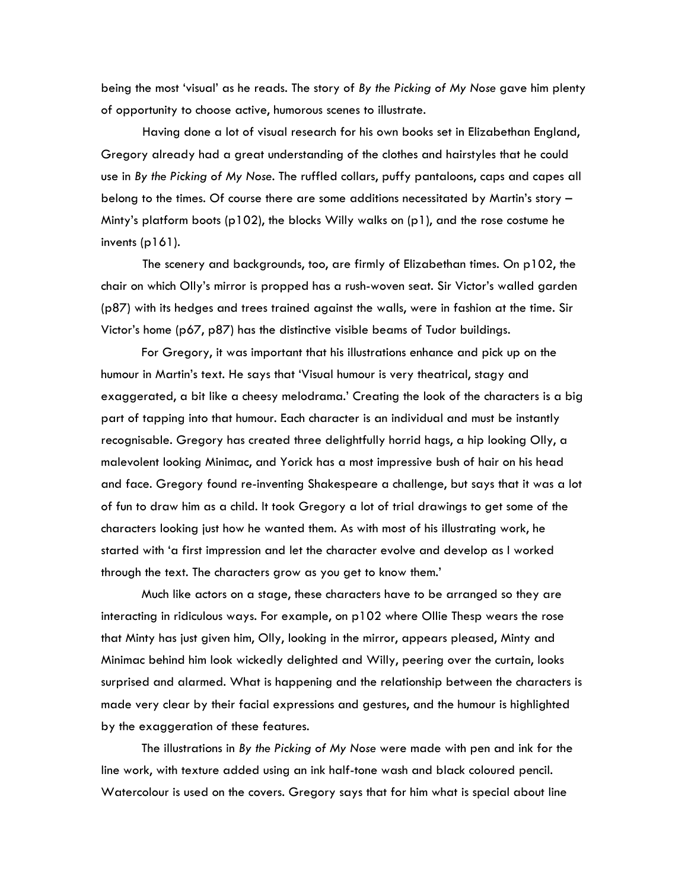being the most 'visual' as he reads. The story of *By the Picking of My Nose* gave him plenty of opportunity to choose active, humorous scenes to illustrate.

Having done a lot of visual research for his own books set in Elizabethan England, Gregory already had a great understanding of the clothes and hairstyles that he could use in *By the Picking of My Nose*. The ruffled collars, puffy pantaloons, caps and capes all belong to the times. Of course there are some additions necessitated by Martin's story – Minty's platform boots (p102), the blocks Willy walks on (p1), and the rose costume he invents (p161).

The scenery and backgrounds, too, are firmly of Elizabethan times. On p102, the chair on which Olly's mirror is propped has a rush-woven seat. Sir Victor's walled garden (p87) with its hedges and trees trained against the walls, were in fashion at the time. Sir Victor's home (p67, p87) has the distinctive visible beams of Tudor buildings.

For Gregory, it was important that his illustrations enhance and pick up on the humour in Martin's text. He says that 'Visual humour is very theatrical, stagy and exaggerated, a bit like a cheesy melodrama.' Creating the look of the characters is a big part of tapping into that humour. Each character is an individual and must be instantly recognisable. Gregory has created three delightfully horrid hags, a hip looking Olly, a malevolent looking Minimac, and Yorick has a most impressive bush of hair on his head and face. Gregory found re-inventing Shakespeare a challenge, but says that it was a lot of fun to draw him as a child. It took Gregory a lot of trial drawings to get some of the characters looking just how he wanted them. As with most of his illustrating work, he started with 'a first impression and let the character evolve and develop as I worked through the text. The characters grow as you get to know them.'

Much like actors on a stage, these characters have to be arranged so they are interacting in ridiculous ways. For example, on p102 where Ollie Thesp wears the rose that Minty has just given him, Olly, looking in the mirror, appears pleased, Minty and Minimac behind him look wickedly delighted and Willy, peering over the curtain, looks surprised and alarmed. What is happening and the relationship between the characters is made very clear by their facial expressions and gestures, and the humour is highlighted by the exaggeration of these features.

The illustrations in *By the Picking of My Nose* were made with pen and ink for the line work, with texture added using an ink half-tone wash and black coloured pencil. Watercolour is used on the covers. Gregory says that for him what is special about line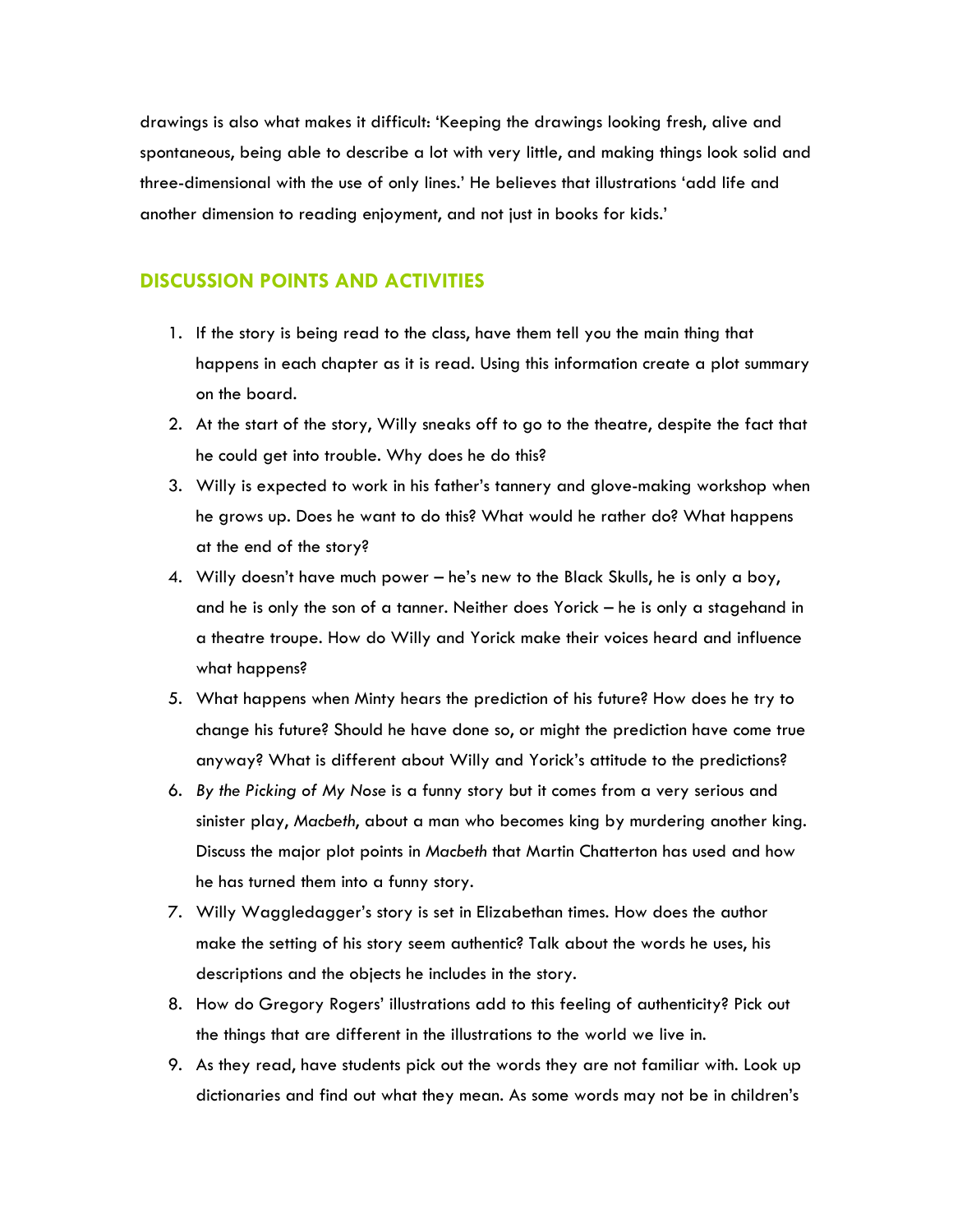drawings is also what makes it difficult: 'Keeping the drawings looking fresh, alive and spontaneous, being able to describe a lot with very little, and making things look solid and three-dimensional with the use of only lines.' He believes that illustrations 'add life and another dimension to reading enjoyment, and not just in books for kids.'

## DISCUSSION POINTS AND ACTIVITIES

1. If the story is being read to the class, have them tell you the main thing that happens in each chapter as it is read. Using this information create a plot summary on the board.
2. At the start of the story, Willy sneaks off to go to the theatre, despite the fact that he could get into trouble. Why does he do this?
3. Willy is expected to work in his father's tannery and glove-making workshop when he grows up. Does he want to do this? What would he rather do? What happens at the end of the story?
4. Willy doesn't have much power – he's new to the Black Skulls, he is only a boy, and he is only the son of a tanner. Neither does Yorick – he is only a stagehand in a theatre troupe. How do Willy and Yorick make their voices heard and influence what happens?
5. What happens when Minty hears the prediction of his future? How does he try to change his future? Should he have done so, or might the prediction have come true anyway? What is different about Willy and Yorick's attitude to the predictions?
6. *By the Picking of My Nose* is a funny story but it comes from a very serious and sinister play, *Macbeth*, about a man who becomes king by murdering another king. Discuss the major plot points in *Macbeth* that Martin Chatterton has used and how he has turned them into a funny story.
7. Willy Waggledagger's story is set in Elizabethan times. How does the author make the setting of his story seem authentic? Talk about the words he uses, his descriptions and the objects he includes in the story.
8. How do Gregory Rogers' illustrations add to this feeling of authenticity? Pick out the things that are different in the illustrations to the world we live in.
9. As they read, have students pick out the words they are not familiar with. Look up dictionaries and find out what they mean. As some words may not be in children's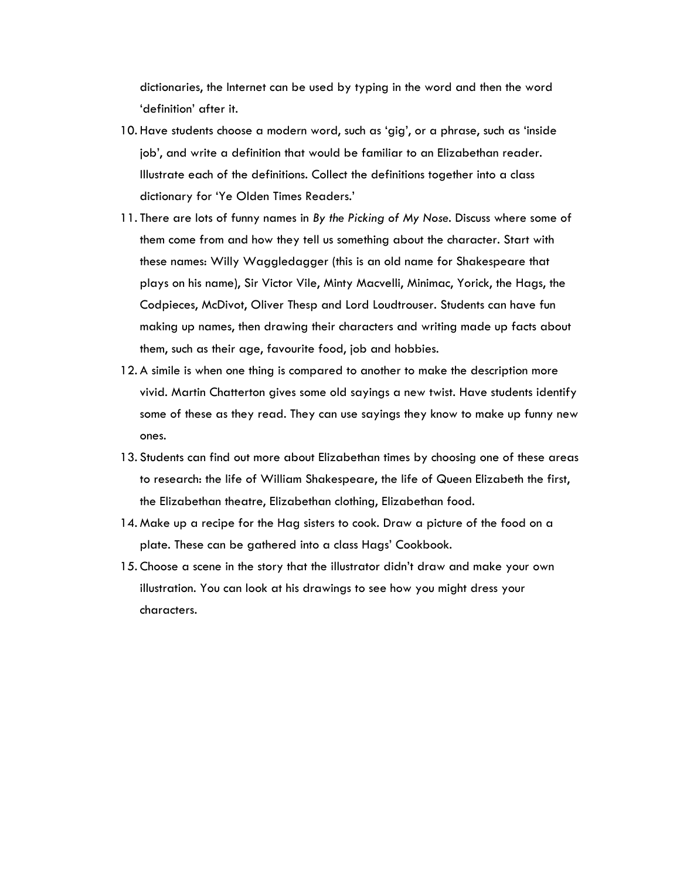dictionaries, the Internet can be used by typing in the word and then the word 'definition' after it.

10. Have students choose a modern word, such as 'gig', or a phrase, such as 'inside job', and write a definition that would be familiar to an Elizabethan reader. Illustrate each of the definitions. Collect the definitions together into a class dictionary for 'Ye Olden Times Readers.'
11. There are lots of funny names in *By the Picking of My Nose*. Discuss where some of them come from and how they tell us something about the character. Start with these names: Willy Waggledagger (this is an old name for Shakespeare that plays on his name), Sir Victor Vile, Minty Macvelli, Minimac, Yorick, the Hags, the Codpieces, McDivot, Oliver Thesp and Lord Loudtrouser. Students can have fun making up names, then drawing their characters and writing made up facts about them, such as their age, favourite food, job and hobbies.
12. A simile is when one thing is compared to another to make the description more vivid. Martin Chatterton gives some old sayings a new twist. Have students identify some of these as they read. They can use sayings they know to make up funny new ones.
13. Students can find out more about Elizabethan times by choosing one of these areas to research: the life of William Shakespeare, the life of Queen Elizabeth the first, the Elizabethan theatre, Elizabethan clothing, Elizabethan food.
14. Make up a recipe for the Hag sisters to cook. Draw a picture of the food on a plate. These can be gathered into a class Hags' Cookbook.
15. Choose a scene in the story that the illustrator didn't draw and make your own illustration. You can look at his drawings to see how you might dress your characters.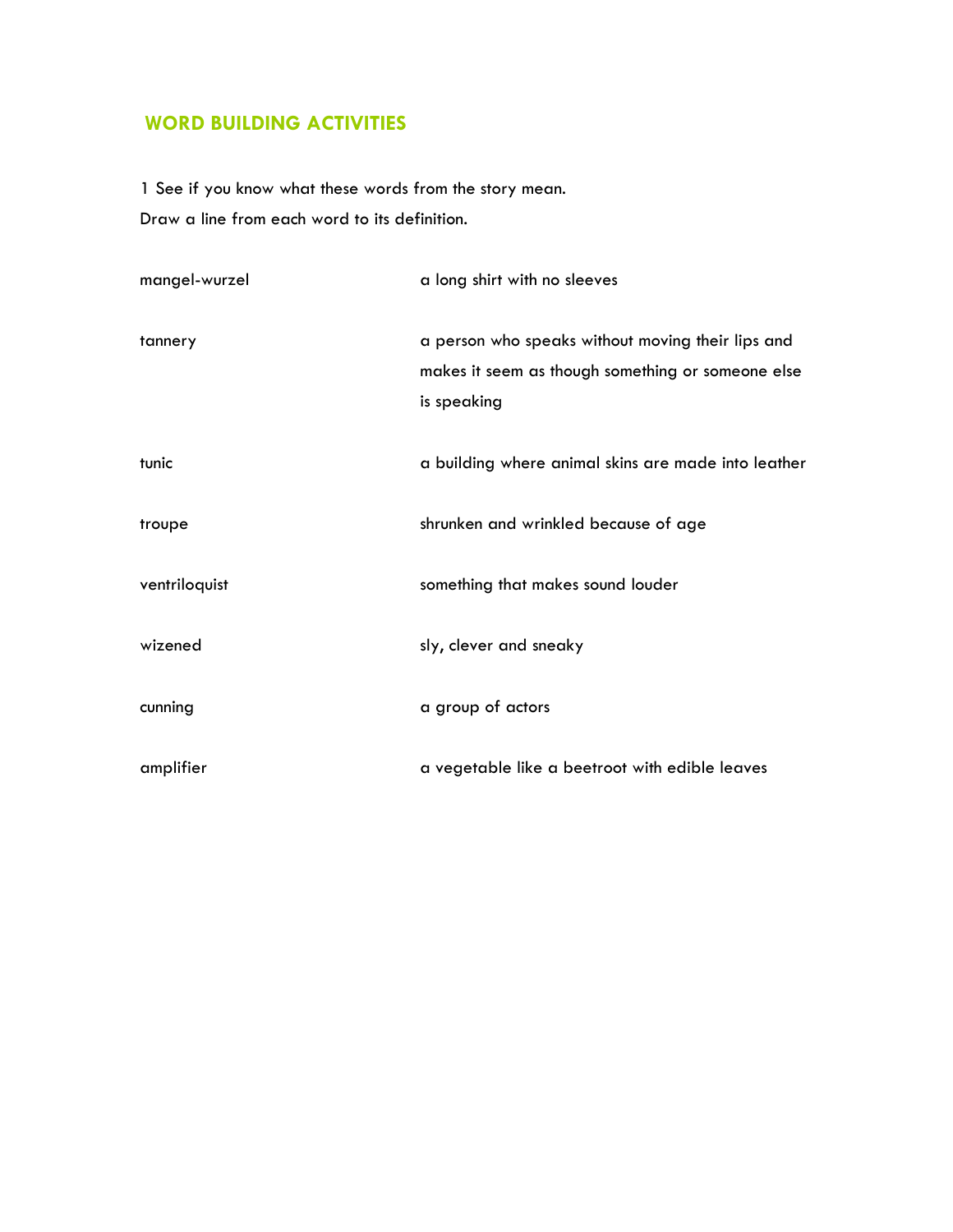## WORD BUILDING ACTIVITIES

1 See if you know what these words from the story mean.
Draw a line from each word to its definition.

| | |
|---|---|
| mangel-wurzel | a long shirt with no sleeves |
| tannery | a person who speaks without moving their lips and makes it seem as though something or someone else is speaking |
| tunic | a building where animal skins are made into leather |
| troupe | shrunken and wrinkled because of age |
| ventriloquist | something that makes sound louder |
| wizened | sly, clever and sneaky |
| cunning | a group of actors |
| amplifier | a vegetable like a beetroot with edible leaves |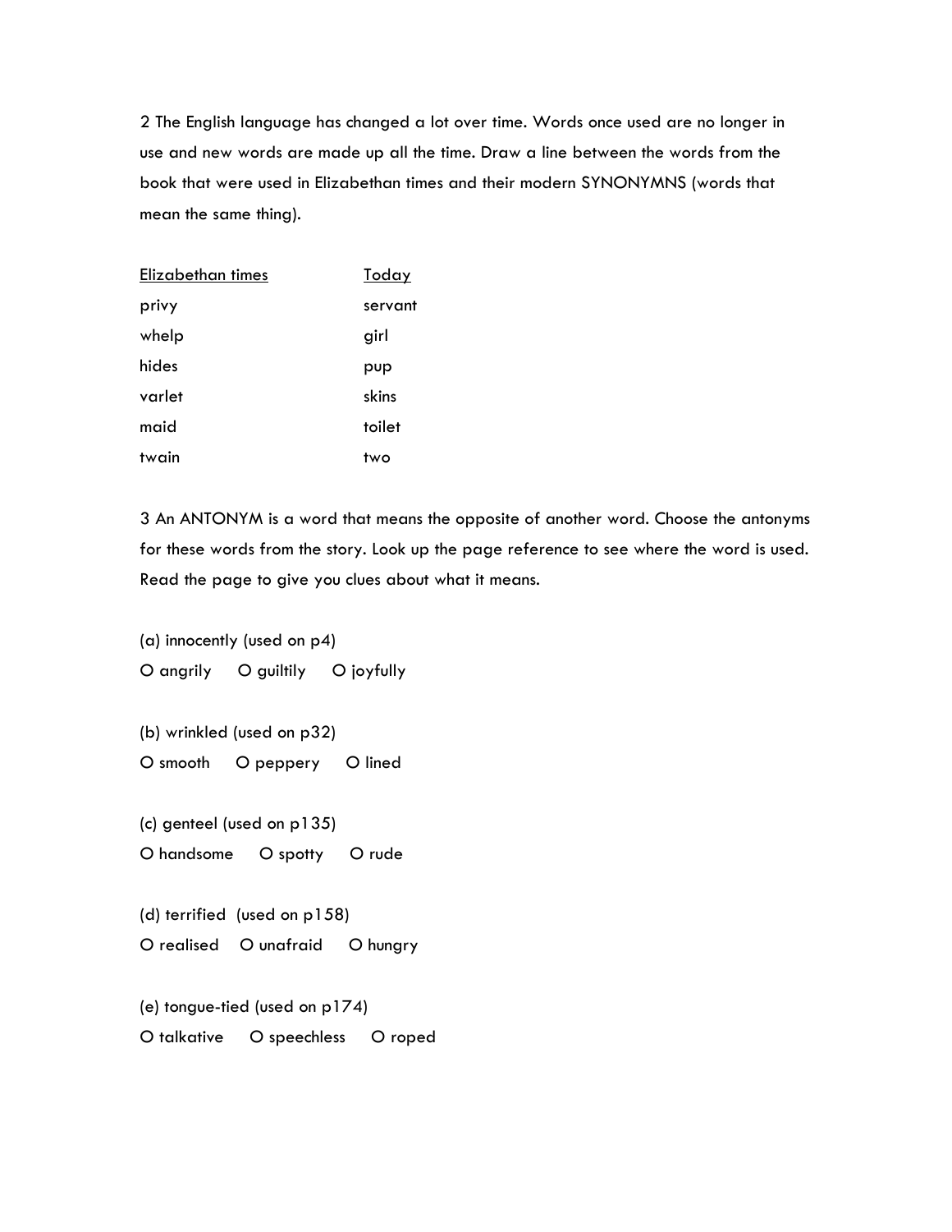2 The English language has changed a lot over time. Words once used are no longer in use and new words are made up all the time. Draw a line between the words from the book that were used in Elizabethan times and their modern SYNONYMNS (words that mean the same thing).

| <u>Elizabethan times</u> | <u>Today</u> |
| --- | --- |
| privy | servant |
| whelp | girl |
| hides | pup |
| varlet | skins |
| maid | toilet |
| twain | two |

3 An ANTONYM is a word that means the opposite of another word. Choose the antonyms for these words from the story. Look up the page reference to see where the word is used. Read the page to give you clues about what it means.

(a) innocently (used on p4)

O angrily O guiltily O joyfully

(b) wrinkled (used on p32)

O smooth O peppery O lined

(c) genteel (used on p135)

O handsome O spotty O rude

(d) terrified (used on p158)

O realised O unafraid O hungry

(e) tongue-tied (used on p174)

O talkative O speechless O roped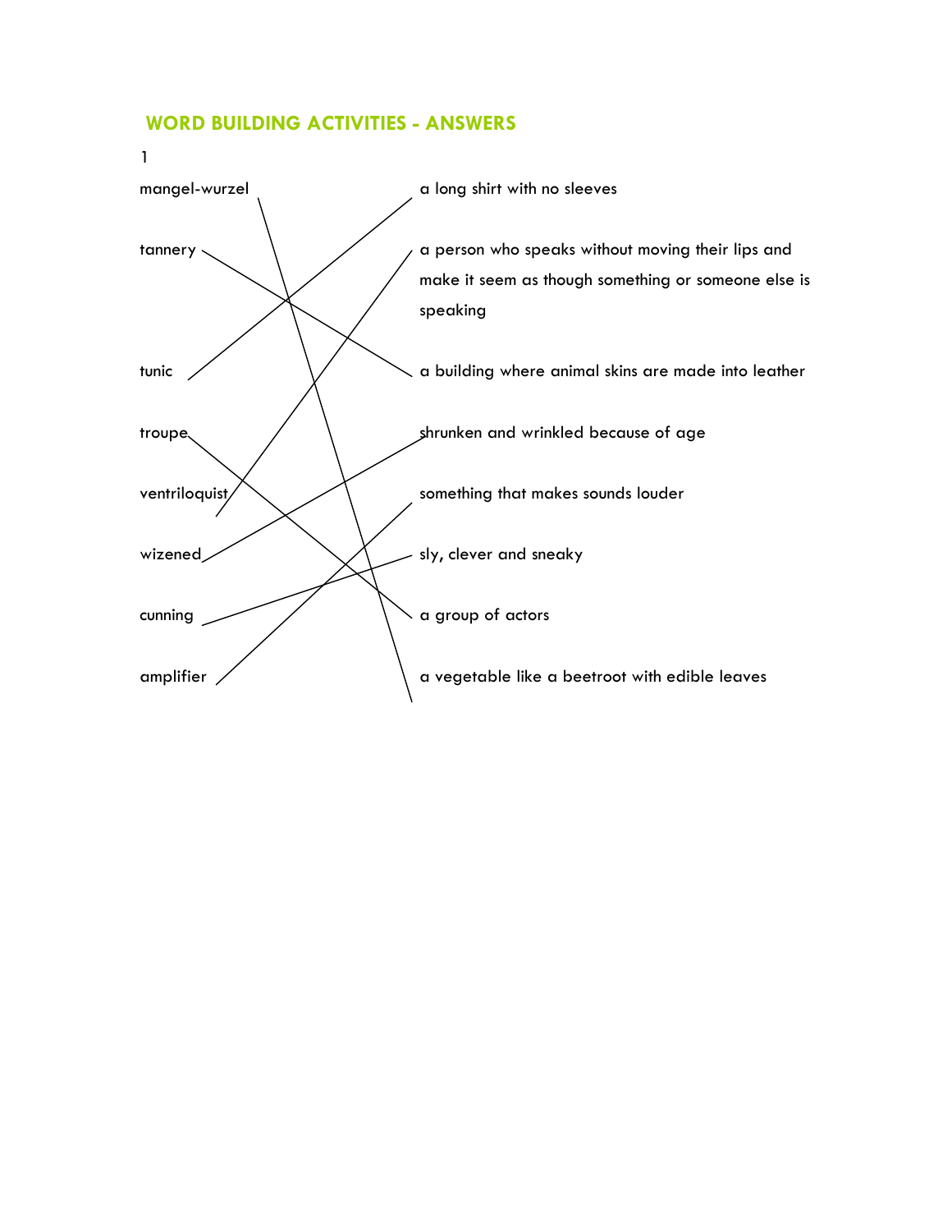## WORD BUILDING ACTIVITIES - ANSWERS

1

| Word | Definition |
| --- | --- |
| mangel-wurzel | a vegetable like a beetroot with edible leaves |
| tannery | a building where animal skins are made into leather |
| tunic | a long shirt with no sleeves |
| troupe | a group of actors |
| ventriloquist | a person who speaks without moving their lips and make it seem as though something or someone else is speaking |
| wizened | shrunken and wrinkled because of age |
| cunning | sly, clever and sneaky |
| amplifier | something that makes sounds louder |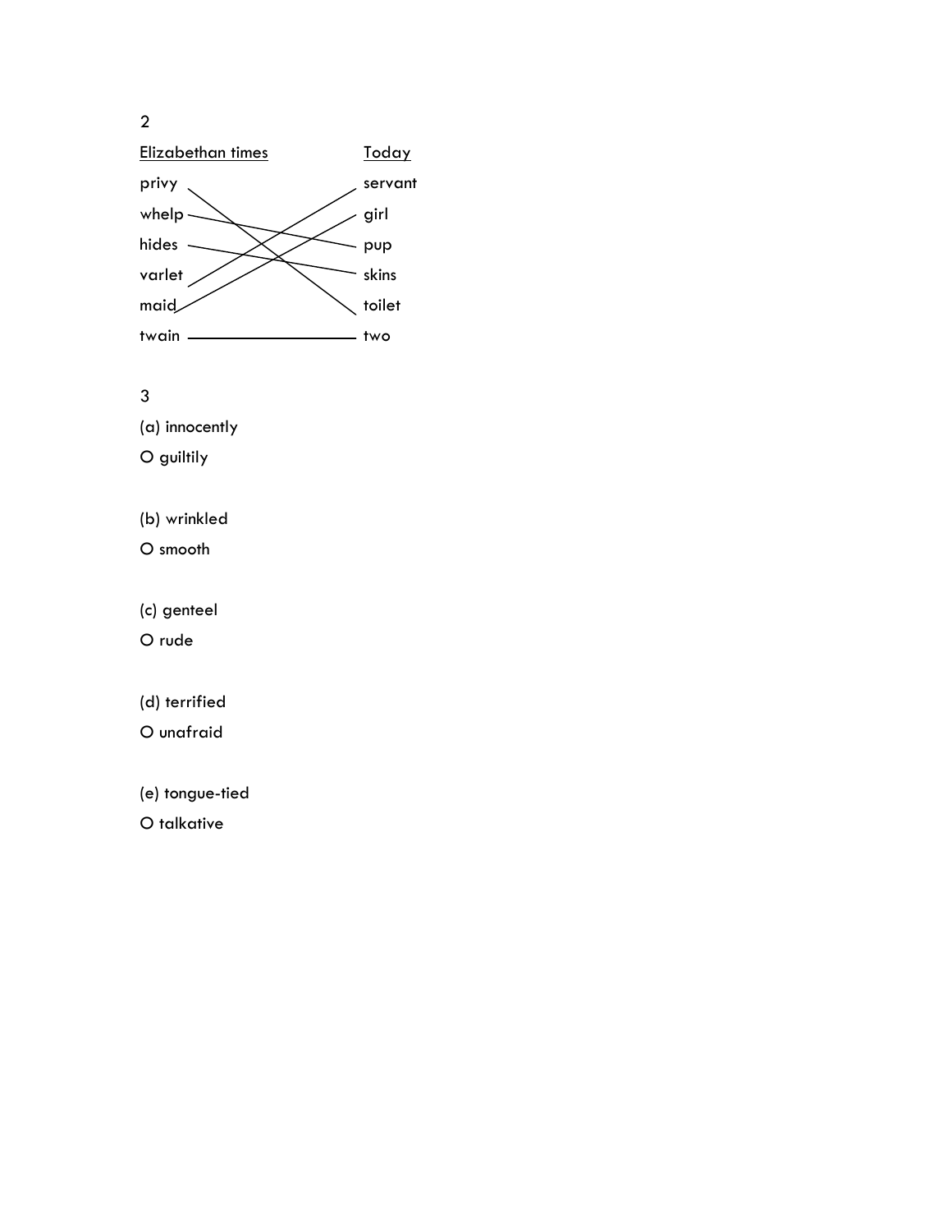2

| Elizabethan times | Today |
|---|---|
| privy | servant |
| whelp | girl |
| hides | pup |
| varlet | skins |
| maid | toilet |
| twain | two |

3

(a) innocently

O guiltily

(b) wrinkled

O smooth

(c) genteel

O rude

(d) terrified

O unafraid

(e) tongue-tied

O talkative